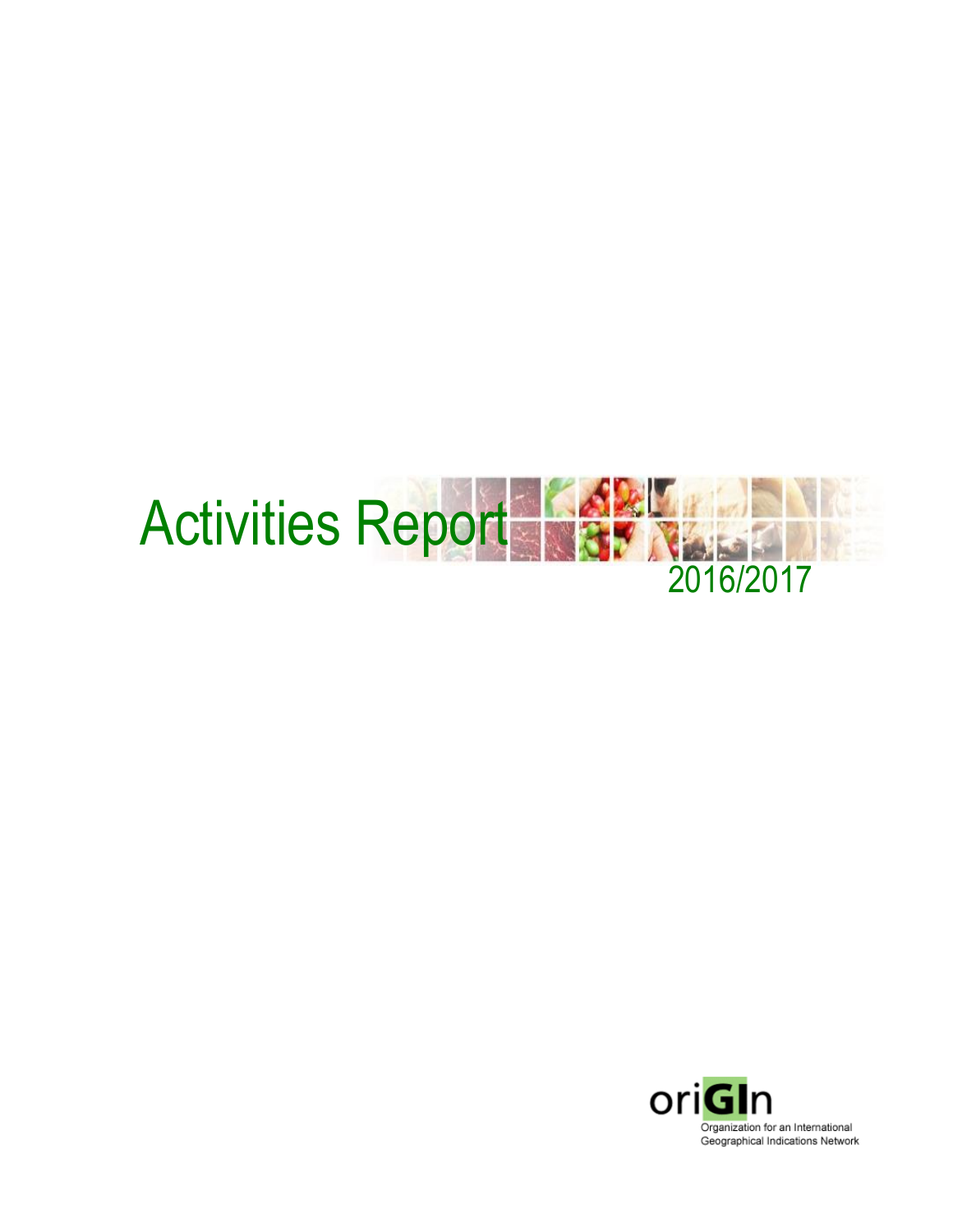# Activities Report

2016/2017

oriGIn

Organization for an International Geographical Indications Network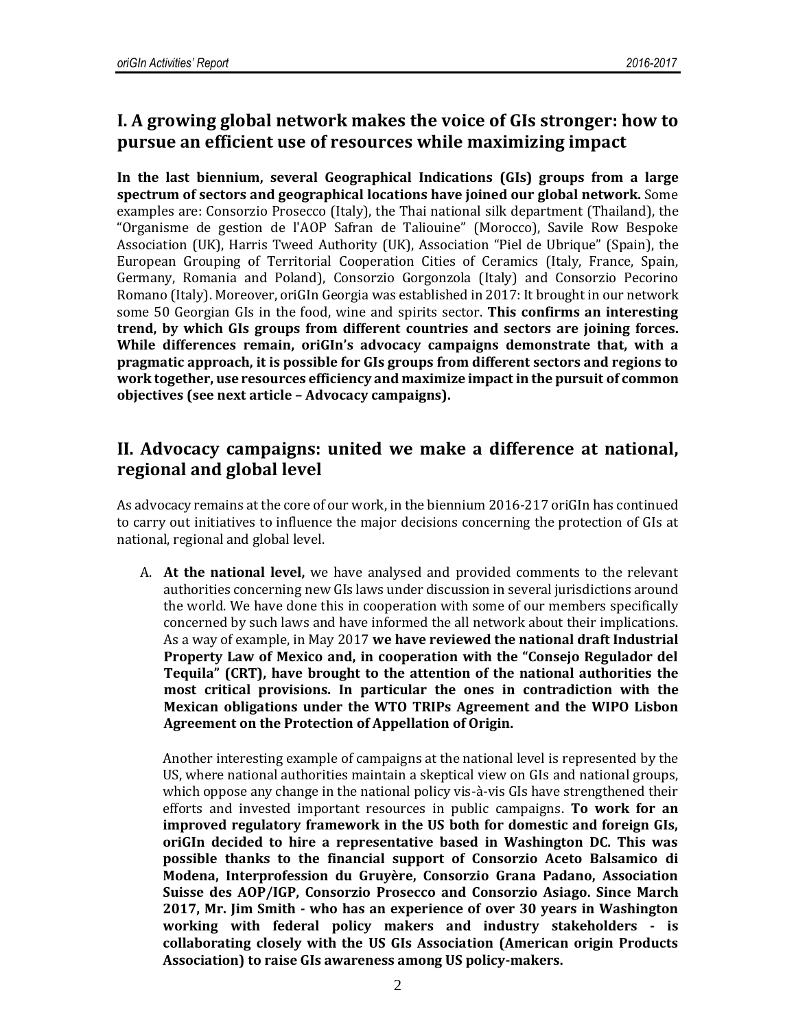## I. A growing global network makes the voice of GIs stronger: how to pursue an efficient use of resources while maximizing impact

**In the last biennium, several Geographical Indications (GIs) groups from a large spectrum of sectors and geographical locations have joined our global network.** Some examples are: Consorzio Prosecco (Italy), the Thai national silk department (Thailand), the "Organisme de gestion de l'AOP Safran de Taliouine" (Morocco), Savile Row Bespoke Association (UK), Harris Tweed Authority (UK), Association "Piel de Ubrique" (Spain), the European Grouping of Territorial Cooperation Cities of Ceramics (Italy, France, Spain, Germany, Romania and Poland), Consorzio Gorgonzola (Italy) and Consorzio Pecorino Romano (Italy). Moreover, oriGIn Georgia was established in 2017: It brought in our network some 50 Georgian GIs in the food, wine and spirits sector. **This confirms an interesting trend, by which GIs groups from different countries and sectors are joining forces. While differences remain, oriGIn's advocacy campaigns demonstrate that, with a pragmatic approach, it is possible for GIs groups from different sectors and regions to work together, use resources efficiency and maximize impact in the pursuit of common objectives (see next article – Advocacy campaigns).**

## II. Advocacy campaigns: united we make a difference at national, regional and global level

As advocacy remains at the core of our work, in the biennium 2016-217 oriGIn has continued to carry out initiatives to influence the major decisions concerning the protection of GIs at national, regional and global level.

A. **At the national level,** we have analysed and provided comments to the relevant authorities concerning new GIs laws under discussion in several jurisdictions around the world. We have done this in cooperation with some of our members specifically concerned by such laws and have informed the all network about their implications. As a way of example, in May 2017 **we have reviewed the national draft Industrial Property Law of Mexico and, in cooperation with the "Consejo Regulador del Tequila" (CRT), have brought to the attention of the national authorities the most critical provisions. In particular the ones in contradiction with the Mexican obligations under the WTO TRIPs Agreement and the WIPO Lisbon Agreement on the Protection of Appellation of Origin.**

   Another interesting example of campaigns at the national level is represented by the US, where national authorities maintain a skeptical view on GIs and national groups, which oppose any change in the national policy vis-à-vis GIs have strengthened their efforts and invested important resources in public campaigns. **To work for an improved regulatory framework in the US both for domestic and foreign GIs, oriGIn decided to hire a representative based in Washington DC. This was possible thanks to the financial support of Consorzio Aceto Balsamico di Modena, Interprofession du Gruyère, Consorzio Grana Padano, Association Suisse des AOP/IGP, Consorzio Prosecco and Consorzio Asiago. Since March 2017, Mr. Jim Smith - who has an experience of over 30 years in Washington working with federal policy makers and industry stakeholders - is collaborating closely with the US GIs Association (American origin Products Association) to raise GIs awareness among US policy-makers.**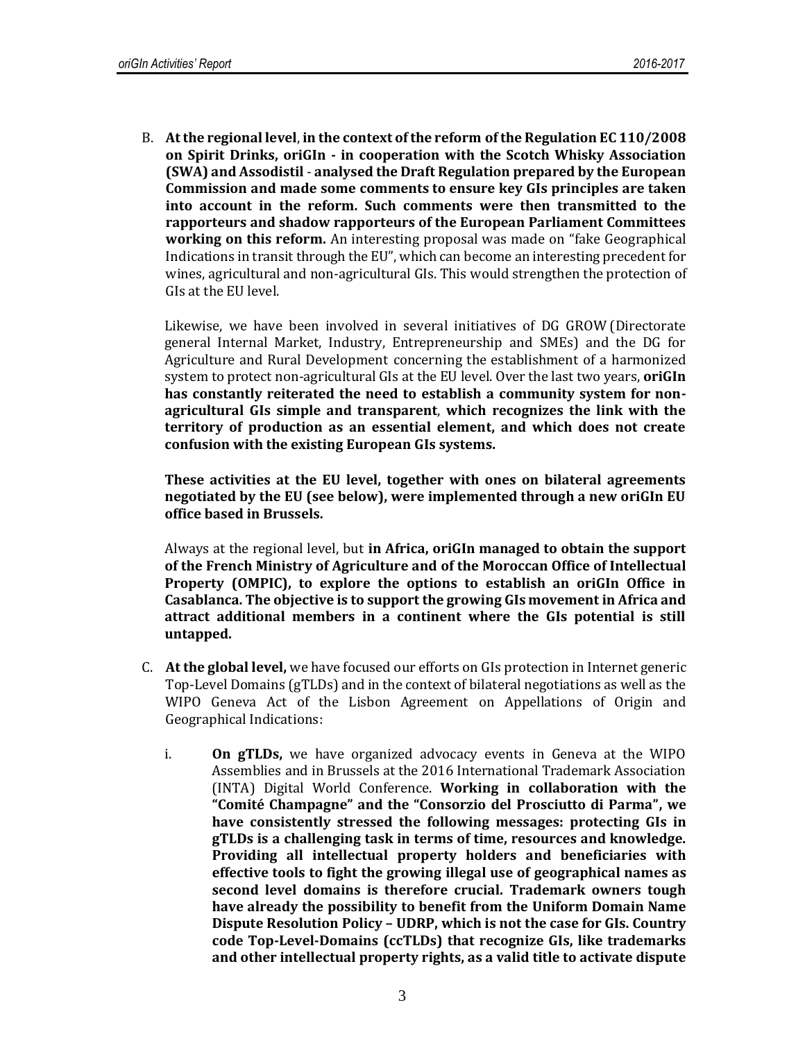B. **At the regional level**, **in the context of the reform of the Regulation EC 110/2008 on Spirit Drinks, oriGIn - in cooperation with the Scotch Whisky Association (SWA) and Assodistil - analysed the Draft Regulation prepared by the European Commission and made some comments to ensure key GIs principles are taken into account in the reform. Such comments were then transmitted to the rapporteurs and shadow rapporteurs of the European Parliament Committees working on this reform.** An interesting proposal was made on "fake Geographical Indications in transit through the EU", which can become an interesting precedent for wines, agricultural and non-agricultural GIs. This would strengthen the protection of GIs at the EU level.

   Likewise, we have been involved in several initiatives of DG GROW (Directorate general Internal Market, Industry, Entrepreneurship and SMEs) and the DG for Agriculture and Rural Development concerning the establishment of a harmonized system to protect non-agricultural GIs at the EU level. Over the last two years, **oriGIn has constantly reiterated the need to establish a community system for non-agricultural GIs simple and transparent**, **which recognizes the link with the territory of production as an essential element, and which does not create confusion with the existing European GIs systems.**

   **These activities at the EU level, together with ones on bilateral agreements negotiated by the EU (see below), were implemented through a new oriGIn EU office based in Brussels.**

   Always at the regional level, but **in Africa, oriGIn managed to obtain the support of the French Ministry of Agriculture and of the Moroccan Office of Intellectual Property (OMPIC), to explore the options to establish an oriGIn Office in Casablanca. The objective is to support the growing GIs movement in Africa and attract additional members in a continent where the GIs potential is still untapped.**

C. **At the global level,** we have focused our efforts on GIs protection in Internet generic Top-Level Domains (gTLDs) and in the context of bilateral negotiations as well as the WIPO Geneva Act of the Lisbon Agreement on Appellations of Origin and Geographical Indications:

   i. **On gTLDs,** we have organized advocacy events in Geneva at the WIPO Assemblies and in Brussels at the 2016 International Trademark Association (INTA) Digital World Conference. **Working in collaboration with the "Comité Champagne" and the "Consorzio del Prosciutto di Parma", we have consistently stressed the following messages: protecting GIs in gTLDs is a challenging task in terms of time, resources and knowledge. Providing all intellectual property holders and beneficiaries with effective tools to fight the growing illegal use of geographical names as second level domains is therefore crucial. Trademark owners tough have already the possibility to benefit from the Uniform Domain Name Dispute Resolution Policy – UDRP, which is not the case for GIs. Country code Top-Level-Domains (ccTLDs) that recognize GIs, like trademarks and other intellectual property rights, as a valid title to activate dispute**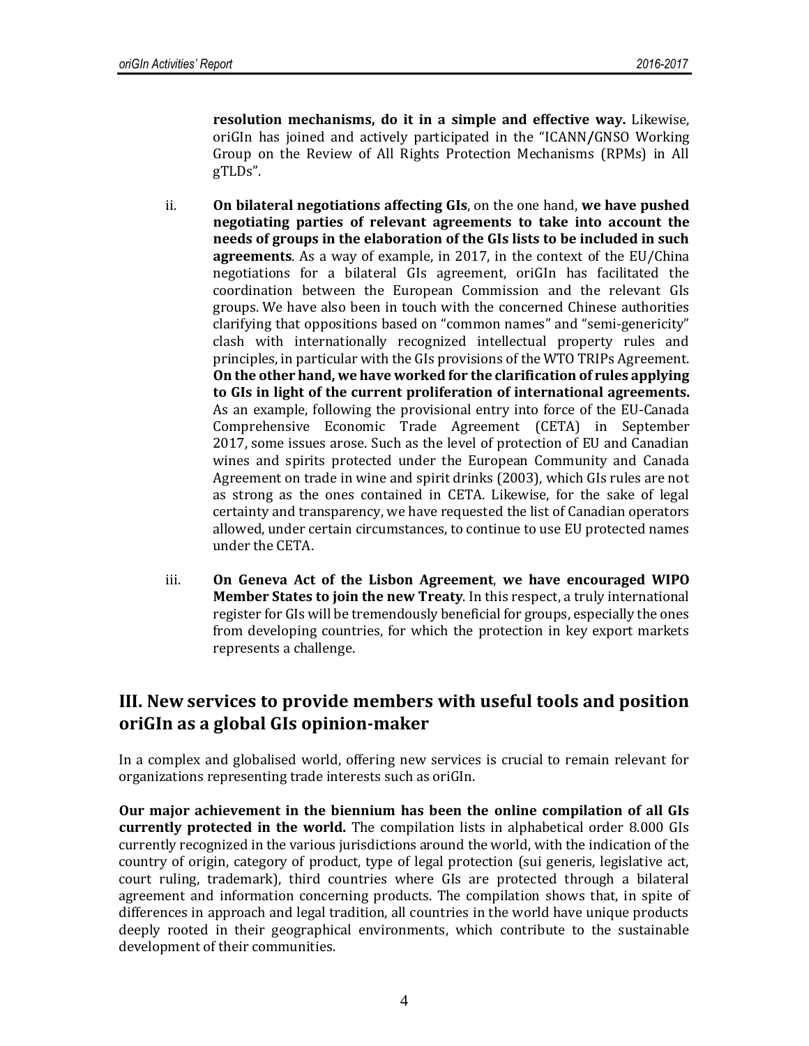**resolution mechanisms, do it in a simple and effective way.** Likewise, oriGIn has joined and actively participated in the "ICANN/GNSO Working Group on the Review of All Rights Protection Mechanisms (RPMs) in All gTLDs".

ii. **On bilateral negotiations affecting GIs**, on the one hand, **we have pushed negotiating parties of relevant agreements to take into account the needs of groups in the elaboration of the GIs lists to be included in such agreements**. As a way of example, in 2017, in the context of the EU/China negotiations for a bilateral GIs agreement, oriGIn has facilitated the coordination between the European Commission and the relevant GIs groups. We have also been in touch with the concerned Chinese authorities clarifying that oppositions based on "common names" and "semi-genericity" clash with internationally recognized intellectual property rules and principles, in particular with the GIs provisions of the WTO TRIPs Agreement. **On the other hand, we have worked for the clarification of rules applying to GIs in light of the current proliferation of international agreements.** As an example, following the provisional entry into force of the EU-Canada Comprehensive Economic Trade Agreement (CETA) in September 2017, some issues arose. Such as the level of protection of EU and Canadian wines and spirits protected under the European Community and Canada Agreement on trade in wine and spirit drinks (2003), which GIs rules are not as strong as the ones contained in CETA. Likewise, for the sake of legal certainty and transparency, we have requested the list of Canadian operators allowed, under certain circumstances, to continue to use EU protected names under the CETA.

iii. **On Geneva Act of the Lisbon Agreement**, **we have encouraged WIPO Member States to join the new Treaty**. In this respect, a truly international register for GIs will be tremendously beneficial for groups, especially the ones from developing countries, for which the protection in key export markets represents a challenge.

## III. New services to provide members with useful tools and position oriGIn as a global GIs opinion-maker

In a complex and globalised world, offering new services is crucial to remain relevant for organizations representing trade interests such as oriGIn.

**Our major achievement in the biennium has been the online compilation of all GIs currently protected in the world.** The compilation lists in alphabetical order 8.000 GIs currently recognized in the various jurisdictions around the world, with the indication of the country of origin, category of product, type of legal protection (sui generis, legislative act, court ruling, trademark), third countries where GIs are protected through a bilateral agreement and information concerning products. The compilation shows that, in spite of differences in approach and legal tradition, all countries in the world have unique products deeply rooted in their geographical environments, which contribute to the sustainable development of their communities.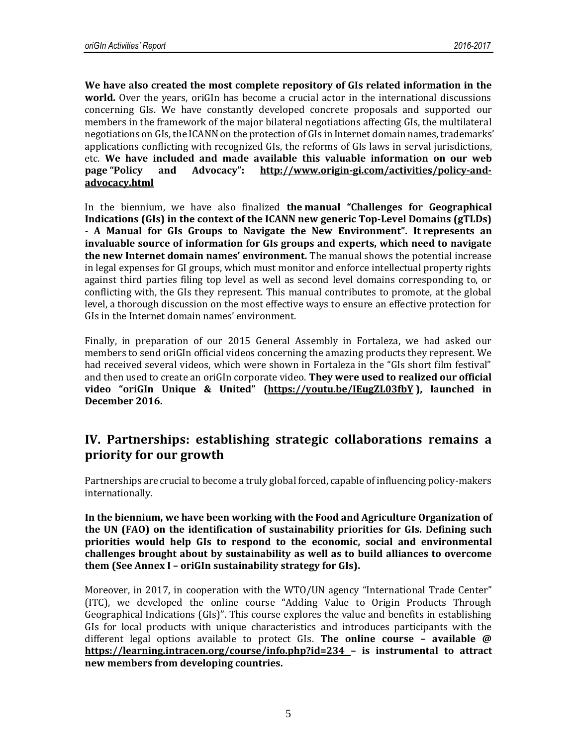**We have also created the most complete repository of GIs related information in the world.** Over the years, oriGIn has become a crucial actor in the international discussions concerning GIs. We have constantly developed concrete proposals and supported our members in the framework of the major bilateral negotiations affecting GIs, the multilateral negotiations on GIs, the ICANN on the protection of GIs in Internet domain names, trademarks' applications conflicting with recognized GIs, the reforms of GIs laws in serval jurisdictions, etc. **We have included and made available this valuable information on our web page "Policy and Advocacy": http://www.origin-gi.com/activities/policy-and-advocacy.html**

In the biennium, we have also finalized **the manual "Challenges for Geographical Indications (GIs) in the context of the ICANN new generic Top-Level Domains (gTLDs) - A Manual for GIs Groups to Navigate the New Environment". It represents an invaluable source of information for GIs groups and experts, which need to navigate the new Internet domain names' environment.** The manual shows the potential increase in legal expenses for GI groups, which must monitor and enforce intellectual property rights against third parties filing top level as well as second level domains corresponding to, or conflicting with, the GIs they represent. This manual contributes to promote, at the global level, a thorough discussion on the most effective ways to ensure an effective protection for GIs in the Internet domain names' environment.

Finally, in preparation of our 2015 General Assembly in Fortaleza, we had asked our members to send oriGIn official videos concerning the amazing products they represent. We had received several videos, which were shown in Fortaleza in the "GIs short film festival" and then used to create an oriGIn corporate video. **They were used to realized our official video "oriGIn Unique & United" (https://youtu.be/IEugZL03fbY ), launched in December 2016.**

## IV. Partnerships: establishing strategic collaborations remains a priority for our growth

Partnerships are crucial to become a truly global forced, capable of influencing policy-makers internationally.

**In the biennium, we have been working with the Food and Agriculture Organization of the UN (FAO) on the identification of sustainability priorities for GIs. Defining such priorities would help GIs to respond to the economic, social and environmental challenges brought about by sustainability as well as to build alliances to overcome them (See Annex I – oriGIn sustainability strategy for GIs).**

Moreover, in 2017, in cooperation with the WTO/UN agency "International Trade Center" (ITC), we developed the online course "Adding Value to Origin Products Through Geographical Indications (GIs)". This course explores the value and benefits in establishing GIs for local products with unique characteristics and introduces participants with the different legal options available to protect GIs. **The online course – available @ https://learning.intracen.org/course/info.php?id=234 – is instrumental to attract new members from developing countries.**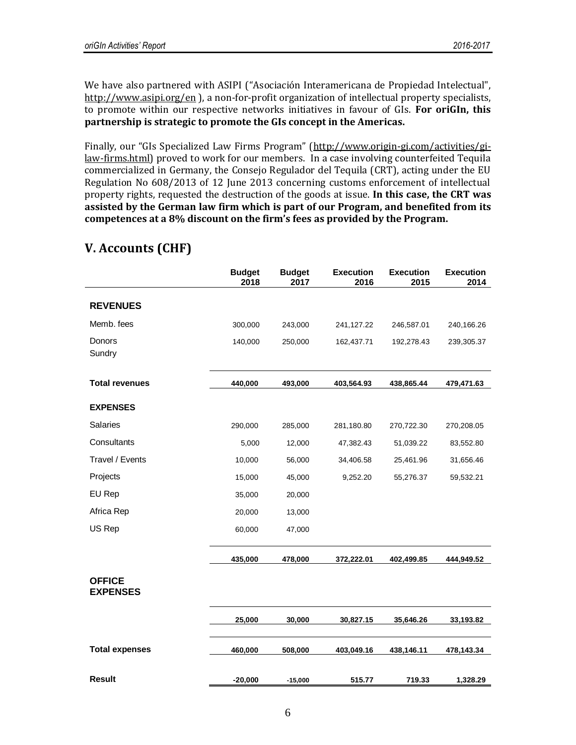We have also partnered with ASIPI ("Asociación Interamericana de Propiedad Intelectual", http://www.asipi.org/en ), a non-for-profit organization of intellectual property specialists, to promote within our respective networks initiatives in favour of GIs. **For oriGIn, this partnership is strategic to promote the GIs concept in the Americas.**

Finally, our "GIs Specialized Law Firms Program" (http://www.origin-gi.com/activities/gi-law-firms.html) proved to work for our members. In a case involving counterfeited Tequila commercialized in Germany, the Consejo Regulador del Tequila (CRT), acting under the EU Regulation No 608/2013 of 12 June 2013 concerning customs enforcement of intellectual property rights, requested the destruction of the goods at issue. **In this case, the CRT was assisted by the German law firm which is part of our Program, and benefited from its competences at a 8% discount on the firm's fees as provided by the Program.**

## V. Accounts (CHF)

| | Budget 2018 | Budget 2017 | Execution 2016 | Execution 2015 | Execution 2014 |
|---|---|---|---|---|---|
| **REVENUES** | | | | | |
| Memb. fees | 300,000 | 243,000 | 241,127.22 | 246,587.01 | 240,166.26 |
| Donors | 140,000 | 250,000 | 162,437.71 | 192,278.43 | 239,305.37 |
| Sundry | | | | | |
| **Total revenues** | **440,000** | **493,000** | **403,564.93** | **438,865.44** | **479,471.63** |
| **EXPENSES** | | | | | |
| Salaries | 290,000 | 285,000 | 281,180.80 | 270,722.30 | 270,208.05 |
| Consultants | 5,000 | 12,000 | 47,382.43 | 51,039.22 | 83,552.80 |
| Travel / Events | 10,000 | 56,000 | 34,406.58 | 25,461.96 | 31,656.46 |
| Projects | 15,000 | 45,000 | 9,252.20 | 55,276.37 | 59,532.21 |
| EU Rep | 35,000 | 20,000 | | | |
| Africa Rep | 20,000 | 13,000 | | | |
| US Rep | 60,000 | 47,000 | | | |
| | **435,000** | **478,000** | **372,222.01** | **402,499.85** | **444,949.52** |
| **OFFICE EXPENSES** | | | | | |
| | **25,000** | **30,000** | **30,827.15** | **35,646.26** | **33,193.82** |
| **Total expenses** | **460,000** | **508,000** | **403,049.16** | **438,146.11** | **478,143.34** |
| **Result** | **-20,000** | **-15,000** | **515.77** | **719.33** | **1,328.29** |